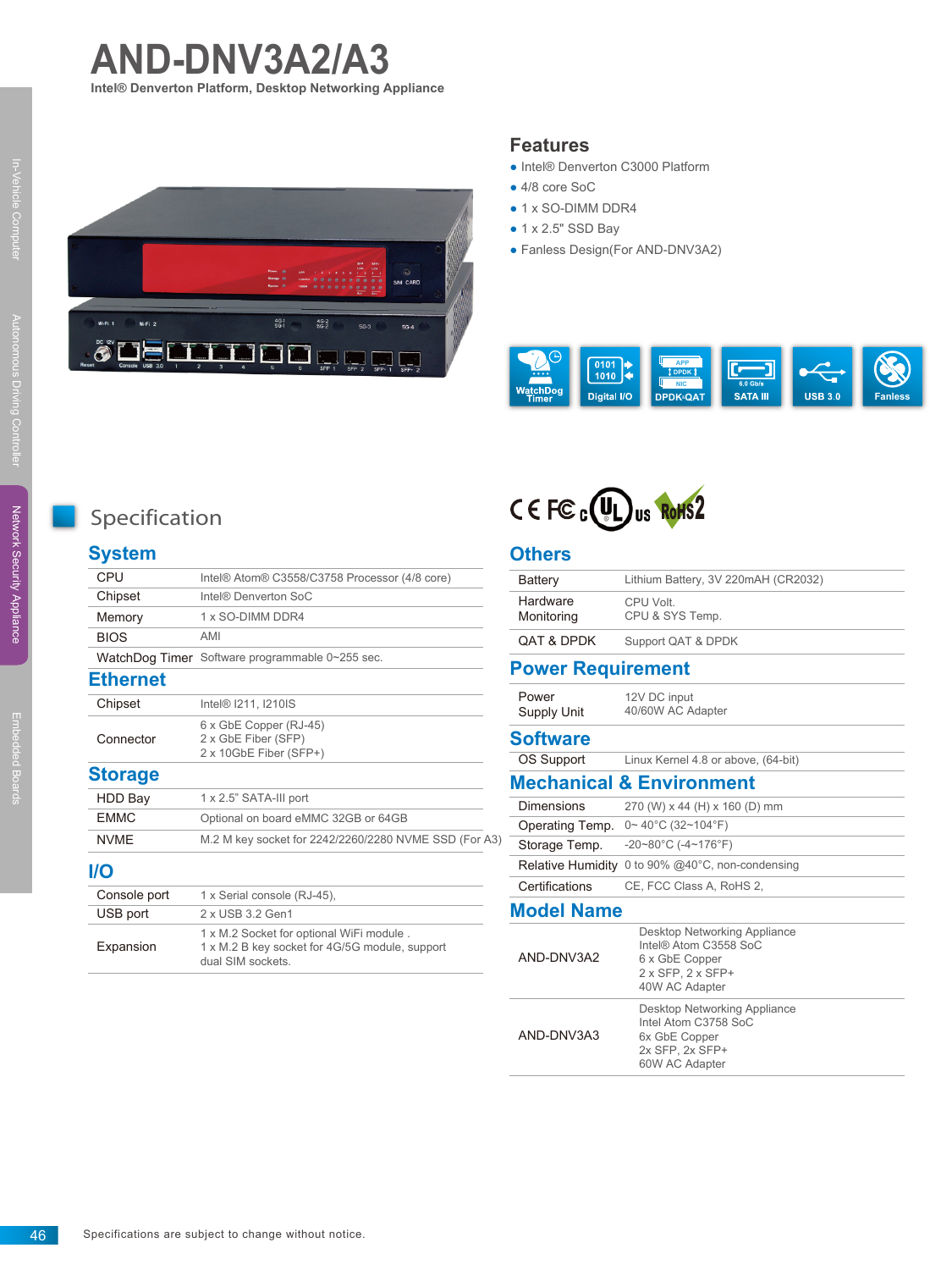# AND-DNV3A2/A3

**Intel® Denverton Platform, Desktop Networking Appliance**

## Features

- Intel® Denverton C3000 Platform
- 4/8 core SoC
- 1 x SO-DIMM DDR4
- 1 x 2.5" SSD Bay
- Fanless Design(For AND-DNV3A2)

WatchDog Timer | Digital I/O | DPDK-QAT | SATA III | USB 3.0 | Fanless

## Specification

### System

| | |
|---|---|
| CPU | Intel® Atom® C3558/C3758 Processor (4/8 core) |
| Chipset | Intel® Denverton SoC |
| Memory | 1 x SO-DIMM DDR4 |
| BIOS | AMI |
| WatchDog Timer | Software programmable 0~255 sec. |

### Ethernet

| | |
|---|---|
| Chipset | Intel® I211, I210IS |
| Connector | 6 x GbE Copper (RJ-45)<br>2 x GbE Fiber (SFP)<br>2 x 10GbE Fiber (SFP+) |

### Storage

| | |
|---|---|
| HDD Bay | 1 x 2.5" SATA-III port |
| EMMC | Optional on board eMMC 32GB or 64GB |
| NVME | M.2 M key socket for 2242/2260/2280 NVME SSD (For A3) |

### I/O

| | |
|---|---|
| Console port | 1 x Serial console (RJ-45), |
| USB port | 2 x USB 3.2 Gen1 |
| Expansion | 1 x M.2 Socket for optional WiFi module .<br>1 x M.2 B key socket for 4G/5G module, support dual SIM sockets. |

### Others

| | |
|---|---|
| Battery | Lithium Battery, 3V 220mAH (CR2032) |
| Hardware Monitoring | CPU Volt.<br>CPU & SYS Temp. |
| QAT & DPDK | Support QAT & DPDK |

### Power Requirement

| | |
|---|---|
| Power Supply Unit | 12V DC input<br>40/60W AC Adapter |

### Software

| | |
|---|---|
| OS Support | Linux Kernel 4.8 or above, (64-bit) |

### Mechanical & Environment

| | |
|---|---|
| Dimensions | 270 (W) x 44 (H) x 160 (D) mm |
| Operating Temp. | 0~ 40°C (32~104°F) |
| Storage Temp. | -20~80°C (-4~176°F) |
| Relative Humidity | 0 to 90% @40°C, non-condensing |
| Certifications | CE, FCC Class A, RoHS 2, |

### Model Name

| | |
|---|---|
| AND-DNV3A2 | Desktop Networking Appliance<br>Intel® Atom C3558 SoC<br>6 x GbE Copper<br>2 x SFP, 2 x SFP+<br>40W AC Adapter |
| AND-DNV3A3 | Desktop Networking Appliance<br>Intel Atom C3758 SoC<br>6x GbE Copper<br>2x SFP, 2x SFP+<br>60W AC Adapter |

Specifications are subject to change without notice.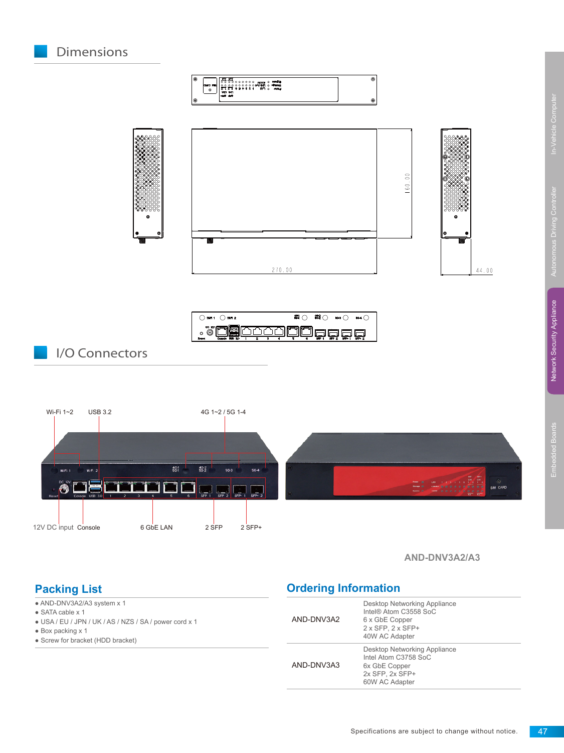## Dimensions

270.00

160.00

44.00

## I/O Connectors

Wi-Fi 1~2

USB 3.2

4G 1~2 / 5G 1-4

12V DC input

Console

6 GbE LAN

2 SFP

2 SFP+

AND-DNV3A2/A3

## Packing List

- AND-DNV3A2/A3 system x 1
- SATA cable x 1
- USA / EU / JPN / UK / AS / NZS / SA / power cord x 1
- Box packing x 1
- Screw for bracket (HDD bracket)

## Ordering Information

| | |
|---|---|
| AND-DNV3A2 | Desktop Networking Appliance<br>Intel® Atom C3558 SoC<br>6 x GbE Copper<br>2 x SFP, 2 x SFP+<br>40W AC Adapter |
| AND-DNV3A3 | Desktop Networking Appliance<br>Intel Atom C3758 SoC<br>6x GbE Copper<br>2x SFP, 2x SFP+<br>60W AC Adapter |

Specifications are subject to change without notice.